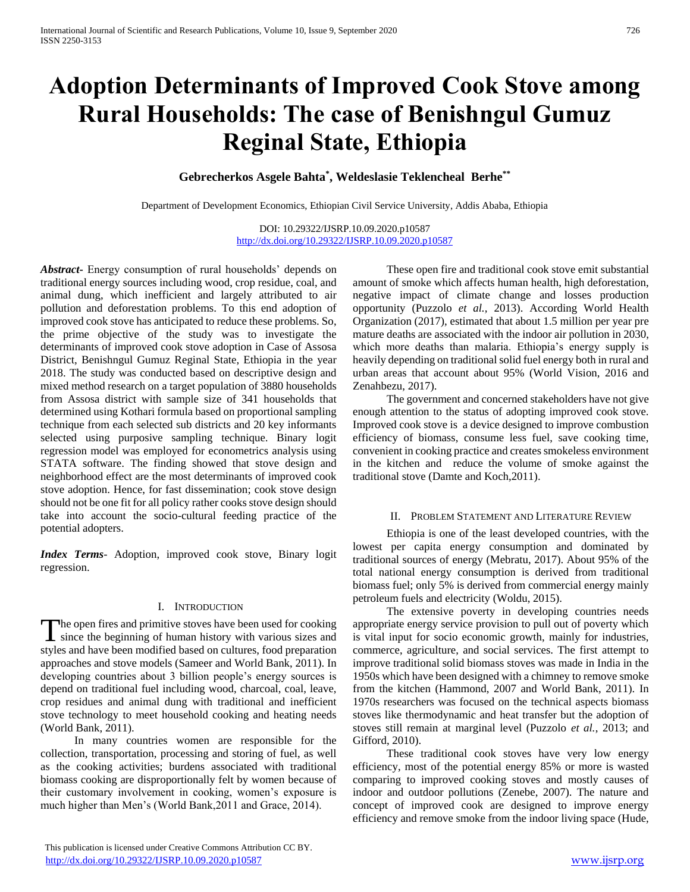# Adoption Determinants of Improved Cook Stove among Rural Households: The case of Benishngul Gumuz Reginal State, Ethiopia

**Gebrecherkos Asgele Bahta[*], Weldeslasie Teklencheal Berhe[**]**

Department of Development Economics, Ethiopian Civil Service University, Addis Ababa, Ethiopia

DOI: 10.29322/IJSRP.10.09.2020.p10587
http://dx.doi.org/10.29322/IJSRP.10.09.2020.p10587

***Abstract*-** Energy consumption of rural households' depends on traditional energy sources including wood, crop residue, coal, and animal dung, which inefficient and largely attributed to air pollution and deforestation problems. To this end adoption of improved cook stove has anticipated to reduce these problems. So, the prime objective of the study was to investigate the determinants of improved cook stove adoption in Case of Assosa District, Benishngul Gumuz Reginal State, Ethiopia in the year 2018. The study was conducted based on descriptive design and mixed method research on a target population of 3880 households from Assosa district with sample size of 341 households that determined using Kothari formula based on proportional sampling technique from each selected sub districts and 20 key informants selected using purposive sampling technique. Binary logit regression model was employed for econometrics analysis using STATA software. The finding showed that stove design and neighborhood effect are the most determinants of improved cook stove adoption. Hence, for fast dissemination; cook stove design should not be one fit for all policy rather cooks stove design should take into account the socio-cultural feeding practice of the potential adopters.

***Index Terms*-** Adoption, improved cook stove, Binary logit regression.

## I. Introduction

The open fires and primitive stoves have been used for cooking since the beginning of human history with various sizes and styles and have been modified based on cultures, food preparation approaches and stove models (Sameer and World Bank, 2011). In developing countries about 3 billion people's energy sources is depend on traditional fuel including wood, charcoal, coal, leave, crop residues and animal dung with traditional and inefficient stove technology to meet household cooking and heating needs (World Bank, 2011).

In many countries women are responsible for the collection, transportation, processing and storing of fuel, as well as the cooking activities; burdens associated with traditional biomass cooking are disproportionally felt by women because of their customary involvement in cooking, women's exposure is much higher than Men's (World Bank,2011 and Grace, 2014).

These open fire and traditional cook stove emit substantial amount of smoke which affects human health, high deforestation, negative impact of climate change and losses production opportunity (Puzzolo *et al.,* 2013). According World Health Organization (2017), estimated that about 1.5 million per year pre mature deaths are associated with the indoor air pollution in 2030, which more deaths than malaria. Ethiopia's energy supply is heavily depending on traditional solid fuel energy both in rural and urban areas that account about 95% (World Vision, 2016 and Zenahbezu, 2017).

The government and concerned stakeholders have not give enough attention to the status of adopting improved cook stove. Improved cook stove is a device designed to improve combustion efficiency of biomass, consume less fuel, save cooking time, convenient in cooking practice and creates smokeless environment in the kitchen and reduce the volume of smoke against the traditional stove (Damte and Koch,2011).

## II. Problem Statement and Literature Review

Ethiopia is one of the least developed countries, with the lowest per capita energy consumption and dominated by traditional sources of energy (Mebratu, 2017). About 95% of the total national energy consumption is derived from traditional biomass fuel; only 5% is derived from commercial energy mainly petroleum fuels and electricity (Woldu, 2015).

The extensive poverty in developing countries needs appropriate energy service provision to pull out of poverty which is vital input for socio economic growth, mainly for industries, commerce, agriculture, and social services. The first attempt to improve traditional solid biomass stoves was made in India in the 1950s which have been designed with a chimney to remove smoke from the kitchen (Hammond, 2007 and World Bank, 2011). In 1970s researchers was focused on the technical aspects biomass stoves like thermodynamic and heat transfer but the adoption of stoves still remain at marginal level (Puzzolo *et al.*, 2013; and Gifford, 2010).

These traditional cook stoves have very low energy efficiency, most of the potential energy 85% or more is wasted comparing to improved cooking stoves and mostly causes of indoor and outdoor pollutions (Zenebe, 2007). The nature and concept of improved cook are designed to improve energy efficiency and remove smoke from the indoor living space (Hude,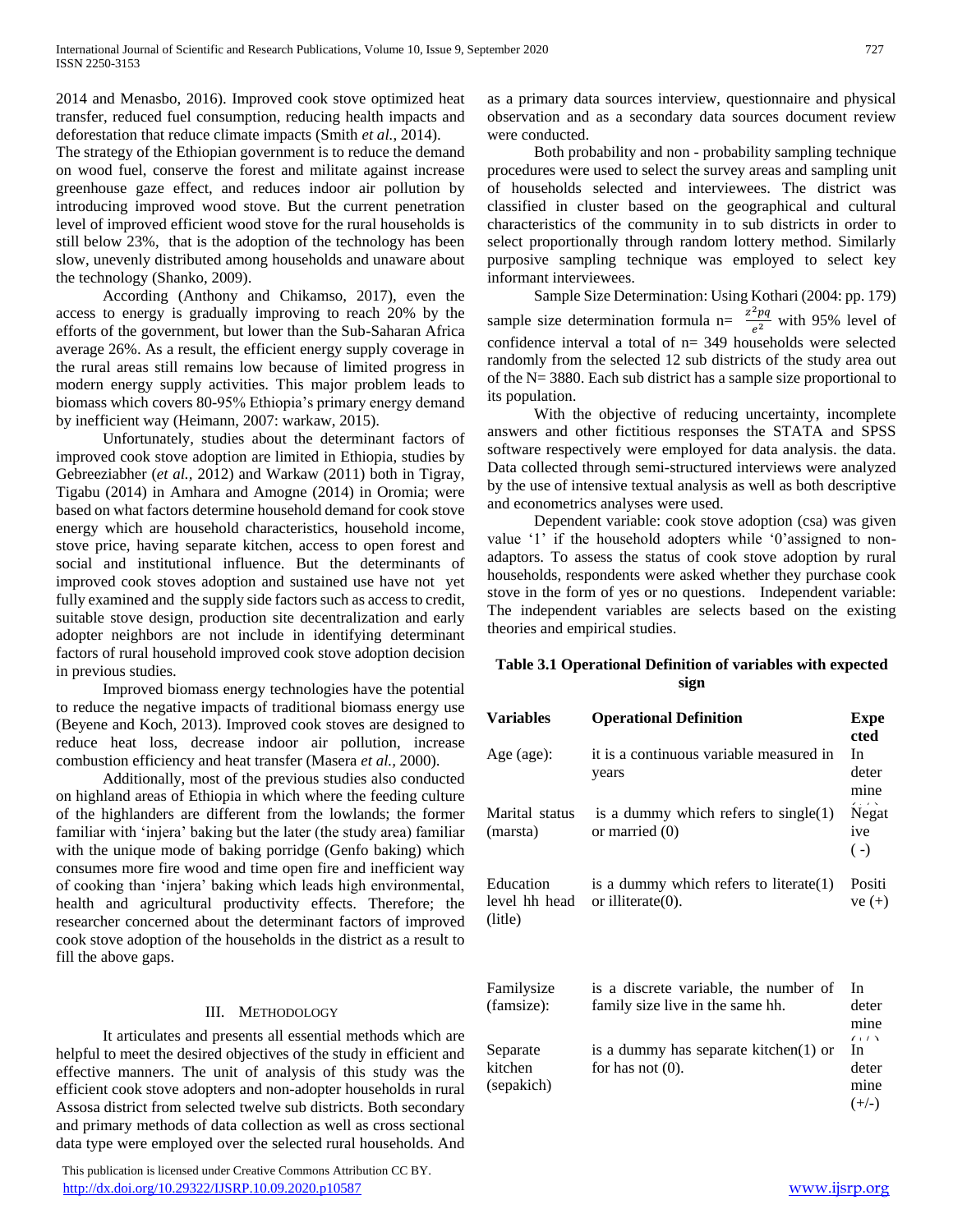2014 and Menasbo, 2016). Improved cook stove optimized heat transfer, reduced fuel consumption, reducing health impacts and deforestation that reduce climate impacts (Smith *et al.,* 2014).

The strategy of the Ethiopian government is to reduce the demand on wood fuel, conserve the forest and militate against increase greenhouse gaze effect, and reduces indoor air pollution by introducing improved wood stove. But the current penetration level of improved efficient wood stove for the rural households is still below 23%, that is the adoption of the technology has been slow, unevenly distributed among households and unaware about the technology (Shanko, 2009).

According (Anthony and Chikamso, 2017), even the access to energy is gradually improving to reach 20% by the efforts of the government, but lower than the Sub-Saharan Africa average 26%. As a result, the efficient energy supply coverage in the rural areas still remains low because of limited progress in modern energy supply activities. This major problem leads to biomass which covers 80-95% Ethiopia's primary energy demand by inefficient way (Heimann, 2007: warkaw, 2015).

Unfortunately, studies about the determinant factors of improved cook stove adoption are limited in Ethiopia, studies by Gebreeziabher (*et al.,* 2012) and Warkaw (2011) both in Tigray, Tigabu (2014) in Amhara and Amogne (2014) in Oromia; were based on what factors determine household demand for cook stove energy which are household characteristics, household income, stove price, having separate kitchen, access to open forest and social and institutional influence. But the determinants of improved cook stoves adoption and sustained use have not yet fully examined and the supply side factors such as access to credit, suitable stove design, production site decentralization and early adopter neighbors are not include in identifying determinant factors of rural household improved cook stove adoption decision in previous studies.

Improved biomass energy technologies have the potential to reduce the negative impacts of traditional biomass energy use (Beyene and Koch, 2013). Improved cook stoves are designed to reduce heat loss, decrease indoor air pollution, increase combustion efficiency and heat transfer (Masera *et al.,* 2000).

Additionally, most of the previous studies also conducted on highland areas of Ethiopia in which where the feeding culture of the highlanders are different from the lowlands; the former familiar with 'injera' baking but the later (the study area) familiar with the unique mode of baking porridge (Genfo baking) which consumes more fire wood and time open fire and inefficient way of cooking than 'injera' baking which leads high environmental, health and agricultural productivity effects. Therefore; the researcher concerned about the determinant factors of improved cook stove adoption of the households in the district as a result to fill the above gaps.

## III. Methodology

It articulates and presents all essential methods which are helpful to meet the desired objectives of the study in efficient and effective manners. The unit of analysis of this study was the efficient cook stove adopters and non-adopter households in rural Assosa district from selected twelve sub districts. Both secondary and primary methods of data collection as well as cross sectional data type were employed over the selected rural households. And as a primary data sources interview, questionnaire and physical observation and as a secondary data sources document review were conducted.

Both probability and non - probability sampling technique procedures were used to select the survey areas and sampling unit of households selected and interviewees. The district was classified in cluster based on the geographical and cultural characteristics of the community in to sub districts in order to select proportionally through random lottery method. Similarly purposive sampling technique was employed to select key informant interviewees.

Sample Size Determination: Using Kothari (2004: pp. 179) sample size determination formula n= $\frac{z^2pq}{e^2}$ with 95% level of confidence interval a total of n= 349 households were selected randomly from the selected 12 sub districts of the study area out of the N= 3880. Each sub district has a sample size proportional to its population.

With the objective of reducing uncertainty, incomplete answers and other fictitious responses the STATA and SPSS software respectively were employed for data analysis. the data. Data collected through semi-structured interviews were analyzed by the use of intensive textual analysis as well as both descriptive and econometrics analyses were used.

Dependent variable: cook stove adoption (csa) was given value '1' if the household adopters while '0'assigned to non-adaptors. To assess the status of cook stove adoption by rural households, respondents were asked whether they purchase cook stove in the form of yes or no questions. Independent variable: The independent variables are selects based on the existing theories and empirical studies.

**Table 3.1 Operational Definition of variables with expected sign**

| Variables | Operational Definition | Expected |
|---|---|---|
| Age (age): | it is a continuous variable measured in years | In determine (+/-) |
| Marital status (marsta) | is a dummy which refers to single(1) or married (0) | Negative (-) |
| Education level hh head (litle) | is a dummy which refers to literate(1) or illiterate(0). | Positive (+) |
| Familysize (famsize): | is a discrete variable, the number of family size live in the same hh. | In determine (+/-) |
| Separate kitchen (sepakich) | is a dummy has separate kitchen(1) or for has not (0). | In determine (+/-) |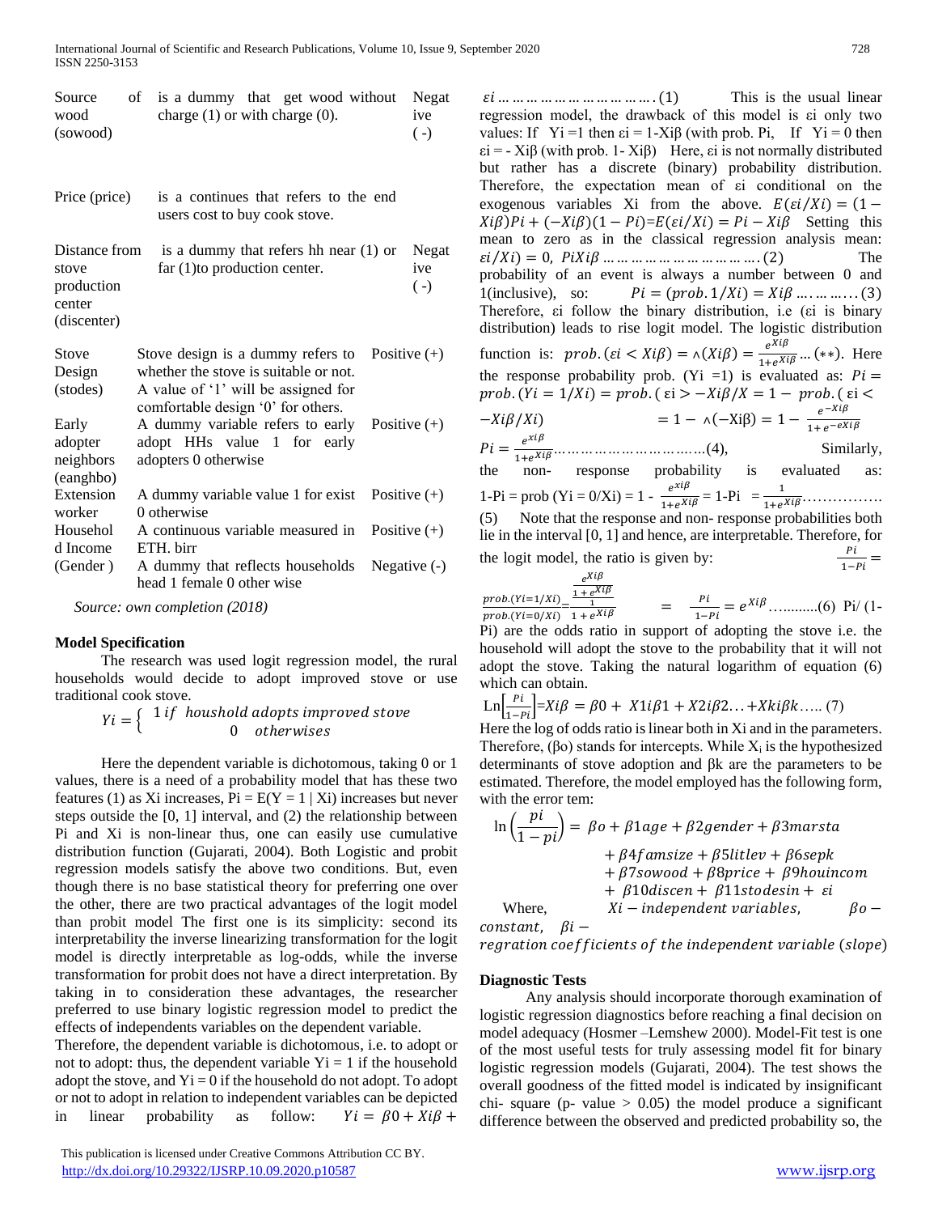| Source of wood (sowood) | is a dummy that get wood without charge (1) or with charge (0). | Negative ( -) |
|---|---|---|
| Price (price) | is a continues that refers to the end users cost to buy cook stove. | |
| Distance from stove production center (discenter) | is a dummy that refers hh near (1) or far (1)to production center. | Negative ( -) |
| Stove Design (stodes) | Stove design is a dummy refers to whether the stove is suitable or not. A value of '1' will be assigned for comfortable design '0' for others. | Positive (+) |
| Early adopter neighbors (eanghbo) | A dummy variable refers to early adopt HHs value 1 for early adopters 0 otherwise | Positive (+) |
| Extension worker | A dummy variable value 1 for exist 0 otherwise | Positive (+) |
| Household Income | A continuous variable measured in ETH. birr | Positive (+) |
| (Gender ) | A dummy that reflects households head 1 female 0 other wise | Negative (-) |

*Source: own completion (2018)*

### Model Specification

The research was used logit regression model, the rural households would decide to adopt improved stove or use traditional cook stove.

$$Yi = \begin{cases} 1\, if\ \ houshold\ adopts\ improved\ stove \\ 0 \quad otherwises \end{cases}$$

Here the dependent variable is dichotomous, taking 0 or 1 values, there is a need of a probability model that has these two features (1) as Xi increases, Pi = E(Y = 1 | Xi) increases but never steps outside the [0, 1] interval, and (2) the relationship between Pi and Xi is non-linear thus, one can easily use cumulative distribution function (Gujarati, 2004). Both Logistic and probit regression models satisfy the above two conditions. But, even though there is no base statistical theory for preferring one over the other, there are two practical advantages of the logit model than probit model The first one is its simplicity: second its interpretability the inverse linearizing transformation for the logit model is directly interpretable as log-odds, while the inverse transformation for probit does not have a direct interpretation. By taking in to consideration these advantages, the researcher preferred to use binary logistic regression model to predict the effects of independents variables on the dependent variable.

Therefore, the dependent variable is dichotomous, i.e. to adopt or not to adopt: thus, the dependent variable Yi = 1 if the household adopt the stove, and Yi = 0 if the household do not adopt. To adopt or not to adopt in relation to independent variables can be depicted in linear probability as follow: $Yi = \beta 0 + Xi\beta + \varepsilon i \ldots\ldots\ldots\ldots\ldots\ldots\ldots\ldots\ldots.(1)$ This is the usual linear regression model, the drawback of this model is εi only two values: If Yi =1 then εi = 1-Xiβ (with prob. Pi, If Yi = 0 then εi = - Xiβ (with prob. 1- Xiβ) Here, εi is not normally distributed but rather has a discrete (binary) probability distribution. Therefore, the expectation mean of εi conditional on the exogenous variables Xi from the above. $E(\varepsilon i/Xi) = (1 - Xi\beta)Pi + (-Xi\beta)(1 - Pi)$=$E(\varepsilon i/Xi) = Pi - Xi\beta$ Setting this mean to zero as in the classical regression analysis mean: $\varepsilon i/Xi) = 0,\ PiXi\beta \ldots\ldots\ldots\ldots\ldots\ldots\ldots\ldots\ldots.(2)$ The probability of an event is always a number between 0 and 1(inclusive), so: $Pi = (prob.1/Xi) = Xi\beta \ldots.\ldots\ldots.(3)$ Therefore, εi follow the binary distribution, i.e (εi is binary distribution) leads to rise logit model. The logistic distribution function is: $prob.(\varepsilon i < Xi\beta) = \wedge(Xi\beta) = \frac{e^{Xi\beta}}{1+e^{Xi\beta}} \ldots (**)$. Here the response probability prob. (Yi =1) is evaluated as: $Pi = prob.(Yi = 1/Xi) = prob.(\,\varepsilon i > -Xi\beta/X = 1 - \,prob.(\,\varepsilon i < -Xi\beta/Xi)$ $= 1 - \wedge(-Xi\beta) = 1 - \frac{e^{-Xi\beta}}{1+e^{-eXi\beta}}$

$Pi = \frac{e^{xi\beta}}{1+e^{Xi\beta}} \ldots\ldots\ldots\ldots\ldots\ldots\ldots\ldots\ldots.(4)$, Similarly, the non- response probability is evaluated as: 1-Pi = prob (Yi = 0/Xi) = 1 - $\frac{e^{xi\beta}}{1+e^{Xi\beta}}$ = 1-Pi $= \frac{1}{1+e^{Xi\beta}} \ldots\ldots\ldots\ldots\ldots\ldots$ (5) Note that the response and non- response probabilities both lie in the interval [0, 1] and hence, are interpretable. Therefore, for the logit model, the ratio is given by: $\frac{Pi}{1-Pi} = \frac{prob.(Yi=1/Xi)}{prob.(Yi=0/Xi)} = \frac{\frac{e^{Xi\beta}}{1+e^{Xi\beta}}}{\frac{1}{1+e^{Xi\beta}}} = \frac{Pi}{1-Pi} = e^{Xi\beta} \ldots\ldots\ldots.(6)$ Pi/ (1-Pi) are the odds ratio in support of adopting the stove i.e. the household will adopt the stove to the probability that it will not adopt the stove. Taking the natural logarithm of equation (6) which can obtain.

$\mathrm{Ln}\left[\frac{Pi}{1-Pi}\right] = Xi\beta = \beta 0 + X1i\beta 1 + X2i\beta 2 \ldots + Xki\beta k \ldots..(7)$

Here the log of odds ratio is linear both in Xi and in the parameters. Therefore, (βo) stands for intercepts. While $X_i$ is the hypothesized determinants of stove adoption and βk are the parameters to be estimated. Therefore, the model employed has the following form, with the error tem:

$$\ln\left(\frac{pi}{1-pi}\right) = \beta o + \beta 1 age + \beta 2 gender + \beta 3 marsta + \beta 4 famsize + \beta 5 litlev + \beta 6 sepk + \beta 7 sowood + \beta 8 price + \beta 9 houincom + \beta 10 discen + \beta 11 stodesin + \varepsilon i$$

Where, $Xi - independent\ variables,\quad \beta o - constant,\quad \beta i - regration\ coefficients\ of\ the\ independent\ variable\ (slope)$

### Diagnostic Tests

Any analysis should incorporate thorough examination of logistic regression diagnostics before reaching a final decision on model adequacy (Hosmer –Lemshew 2000). Model-Fit test is one of the most useful tests for truly assessing model fit for binary logistic regression models (Gujarati, 2004). The test shows the overall goodness of the fitted model is indicated by insignificant chi- square (p- value > 0.05) the model produce a significant difference between the observed and predicted probability so, the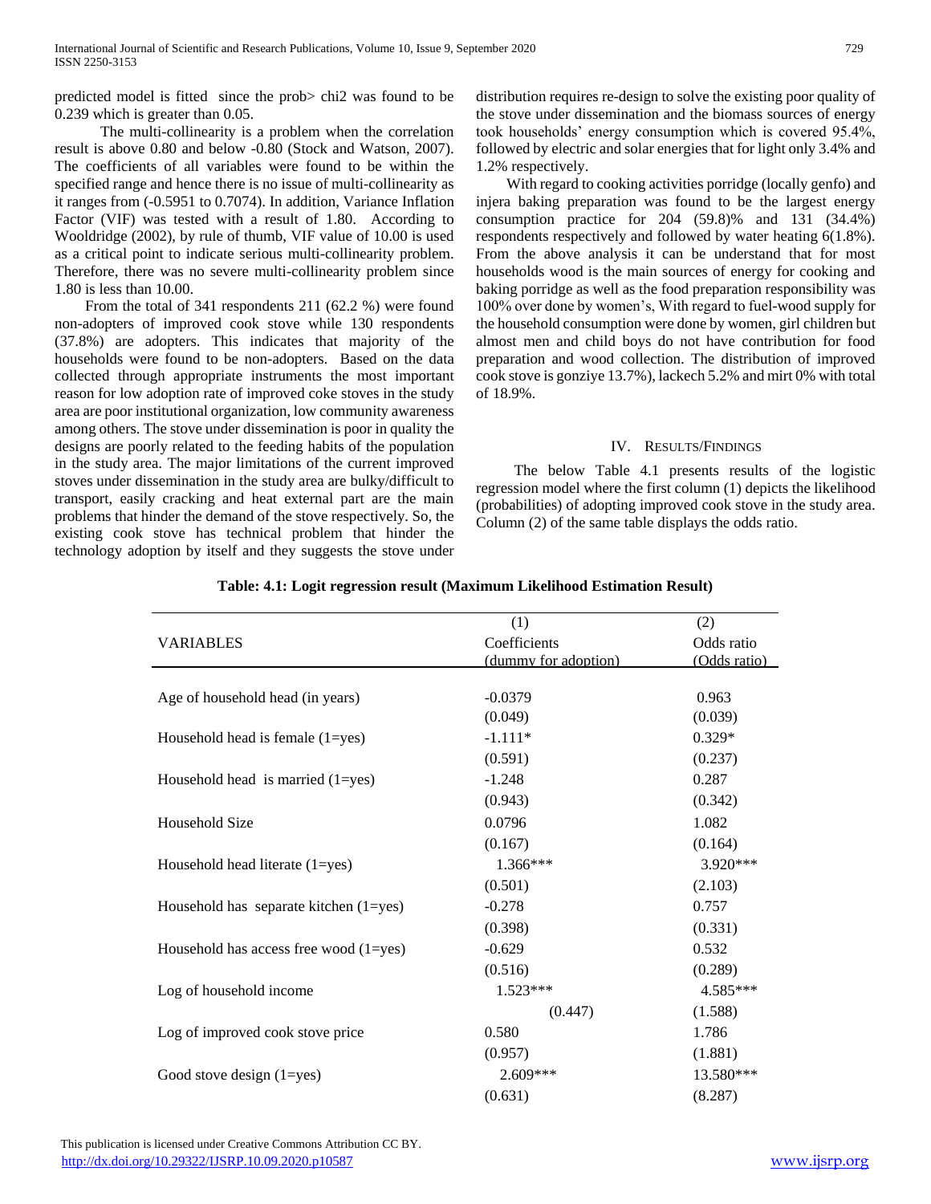predicted model is fitted since the prob> chi2 was found to be 0.239 which is greater than 0.05.

The multi-collinearity is a problem when the correlation result is above 0.80 and below -0.80 (Stock and Watson, 2007). The coefficients of all variables were found to be within the specified range and hence there is no issue of multi-collinearity as it ranges from (-0.5951 to 0.7074). In addition, Variance Inflation Factor (VIF) was tested with a result of 1.80. According to Wooldridge (2002), by rule of thumb, VIF value of 10.00 is used as a critical point to indicate serious multi-collinearity problem. Therefore, there was no severe multi-collinearity problem since 1.80 is less than 10.00.

From the total of 341 respondents 211 (62.2 %) were found non-adopters of improved cook stove while 130 respondents (37.8%) are adopters. This indicates that majority of the households were found to be non-adopters. Based on the data collected through appropriate instruments the most important reason for low adoption rate of improved coke stoves in the study area are poor institutional organization, low community awareness among others. The stove under dissemination is poor in quality the designs are poorly related to the feeding habits of the population in the study area. The major limitations of the current improved stoves under dissemination in the study area are bulky/difficult to transport, easily cracking and heat external part are the main problems that hinder the demand of the stove respectively. So, the existing cook stove has technical problem that hinder the technology adoption by itself and they suggests the stove under distribution requires re-design to solve the existing poor quality of the stove under dissemination and the biomass sources of energy took households' energy consumption which is covered 95.4%, followed by electric and solar energies that for light only 3.4% and 1.2% respectively.

With regard to cooking activities porridge (locally genfo) and injera baking preparation was found to be the largest energy consumption practice for 204 (59.8)% and 131 (34.4%) respondents respectively and followed by water heating 6(1.8%). From the above analysis it can be understand that for most households wood is the main sources of energy for cooking and baking porridge as well as the food preparation responsibility was 100% over done by women's, With regard to fuel-wood supply for the household consumption were done by women, girl children but almost men and child boys do not have contribution for food preparation and wood collection. The distribution of improved cook stove is gonziye 13.7%), lackech 5.2% and mirt 0% with total of 18.9%.

## IV. Results/Findings

The below Table 4.1 presents results of the logistic regression model where the first column (1) depicts the likelihood (probabilities) of adopting improved cook stove in the study area. Column (2) of the same table displays the odds ratio.

**Table: 4.1: Logit regression result (Maximum Likelihood Estimation Result)**

| VARIABLES | (1) Coefficients (dummy for adoption) | (2) Odds ratio (Odds ratio) |
|---|---|---|
| Age of household head (in years) | -0.0379 | 0.963 |
| | (0.049) | (0.039) |
| Household head is female (1=yes) | -1.111* | 0.329* |
| | (0.591) | (0.237) |
| Household head is married (1=yes) | -1.248 | 0.287 |
| | (0.943) | (0.342) |
| Household Size | 0.0796 | 1.082 |
| | (0.167) | (0.164) |
| Household head literate (1=yes) | 1.366*** | 3.920*** |
| | (0.501) | (2.103) |
| Household has separate kitchen (1=yes) | -0.278 | 0.757 |
| | (0.398) | (0.331) |
| Household has access free wood (1=yes) | -0.629 | 0.532 |
| | (0.516) | (0.289) |
| Log of household income | 1.523*** | 4.585*** |
| | (0.447) | (1.588) |
| Log of improved cook stove price | 0.580 | 1.786 |
| | (0.957) | (1.881) |
| Good stove design (1=yes) | 2.609*** | 13.580*** |
| | (0.631) | (8.287) |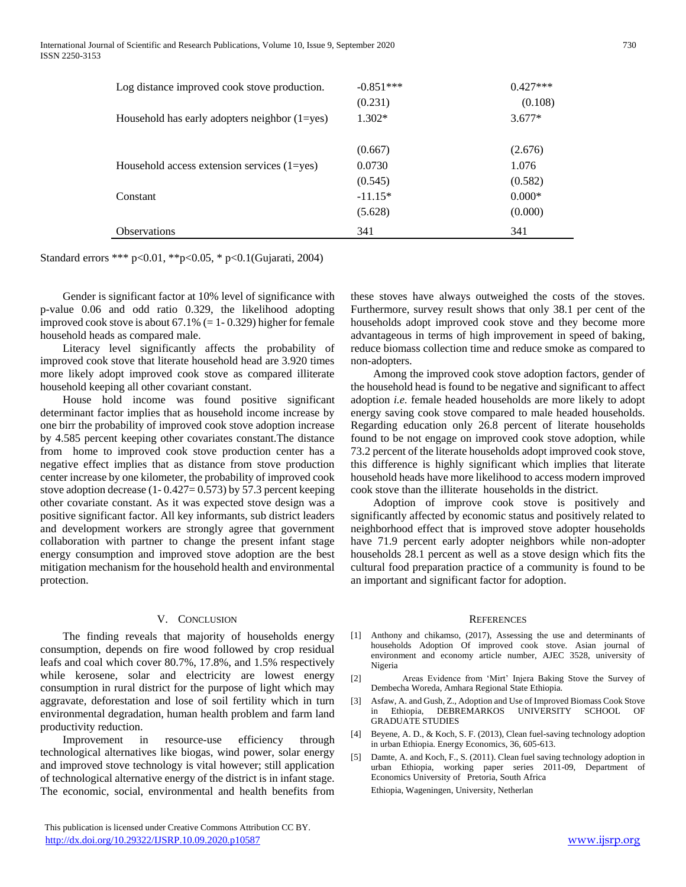| | | |
|---|---|---|
| Log distance improved cook stove production. | -0.851*** | 0.427*** |
| | (0.231) | (0.108) |
| Household has early adopters neighbor (1=yes) | 1.302* | 3.677* |
| | (0.667) | (2.676) |
| Household access extension services (1=yes) | 0.0730 | 1.076 |
| | (0.545) | (0.582) |
| Constant | -11.15* | 0.000* |
| | (5.628) | (0.000) |
| Observations | 341 | 341 |

Standard errors *** p<0.01, **p<0.05, * p<0.1(Gujarati, 2004)

Gender is significant factor at 10% level of significance with p-value 0.06 and odd ratio 0.329, the likelihood adopting improved cook stove is about 67.1% (= 1- 0.329) higher for female household heads as compared male.

Literacy level significantly affects the probability of improved cook stove that literate household head are 3.920 times more likely adopt improved cook stove as compared illiterate household keeping all other covariant constant.

House hold income was found positive significant determinant factor implies that as household income increase by one birr the probability of improved cook stove adoption increase by 4.585 percent keeping other covariates constant.The distance from home to improved cook stove production center has a negative effect implies that as distance from stove production center increase by one kilometer, the probability of improved cook stove adoption decrease (1- 0.427= 0.573) by 57.3 percent keeping other covariate constant. As it was expected stove design was a positive significant factor. All key informants, sub district leaders and development workers are strongly agree that government collaboration with partner to change the present infant stage energy consumption and improved stove adoption are the best mitigation mechanism for the household health and environmental protection.

## V. Conclusion

The finding reveals that majority of households energy consumption, depends on fire wood followed by crop residual leafs and coal which cover 80.7%, 17.8%, and 1.5% respectively while kerosene, solar and electricity are lowest energy consumption in rural district for the purpose of light which may aggravate, deforestation and lose of soil fertility which in turn environmental degradation, human health problem and farm land productivity reduction.

Improvement in resource-use efficiency through technological alternatives like biogas, wind power, solar energy and improved stove technology is vital however; still application of technological alternative energy of the district is in infant stage. The economic, social, environmental and health benefits from these stoves have always outweighed the costs of the stoves. Furthermore, survey result shows that only 38.1 per cent of the households adopt improved cook stove and they become more advantageous in terms of high improvement in speed of baking, reduce biomass collection time and reduce smoke as compared to non-adopters.

Among the improved cook stove adoption factors, gender of the household head is found to be negative and significant to affect adoption *i.e.* female headed households are more likely to adopt energy saving cook stove compared to male headed households. Regarding education only 26.8 percent of literate households found to be not engage on improved cook stove adoption, while 73.2 percent of the literate households adopt improved cook stove, this difference is highly significant which implies that literate household heads have more likelihood to access modern improved cook stove than the illiterate households in the district.

Adoption of improve cook stove is positively and significantly affected by economic status and positively related to neighborhood effect that is improved stove adopter households have 71.9 percent early adopter neighbors while non-adopter households 28.1 percent as well as a stove design which fits the cultural food preparation practice of a community is found to be an important and significant factor for adoption.

## References

[1] Anthony and chikamso, (2017), Assessing the use and determinants of households Adoption Of improved cook stove. Asian journal of environment and economy article number, AJEC 3528, university of Nigeria

[2] Areas Evidence from 'Mirt' Injera Baking Stove the Survey of Dembecha Woreda, Amhara Regional State Ethiopia.

[3] Asfaw, A. and Gush, Z., Adoption and Use of Improved Biomass Cook Stove in Ethiopia, DEBREMARKOS UNIVERSITY SCHOOL OF GRADUATE STUDIES

[4] Beyene, A. D., & Koch, S. F. (2013), Clean fuel-saving technology adoption in urban Ethiopia. Energy Economics, 36, 605-613.

[5] Damte, A. and Koch, F., S. (2011). Clean fuel saving technology adoption in urban Ethiopia, working paper series 2011-09, Department of Economics University of Pretoria, South Africa

Ethiopia, Wageningen, University, Netherlan

This publication is licensed under Creative Commons Attribution CC BY.
http://dx.doi.org/10.29322/IJSRP.10.09.2020.p10587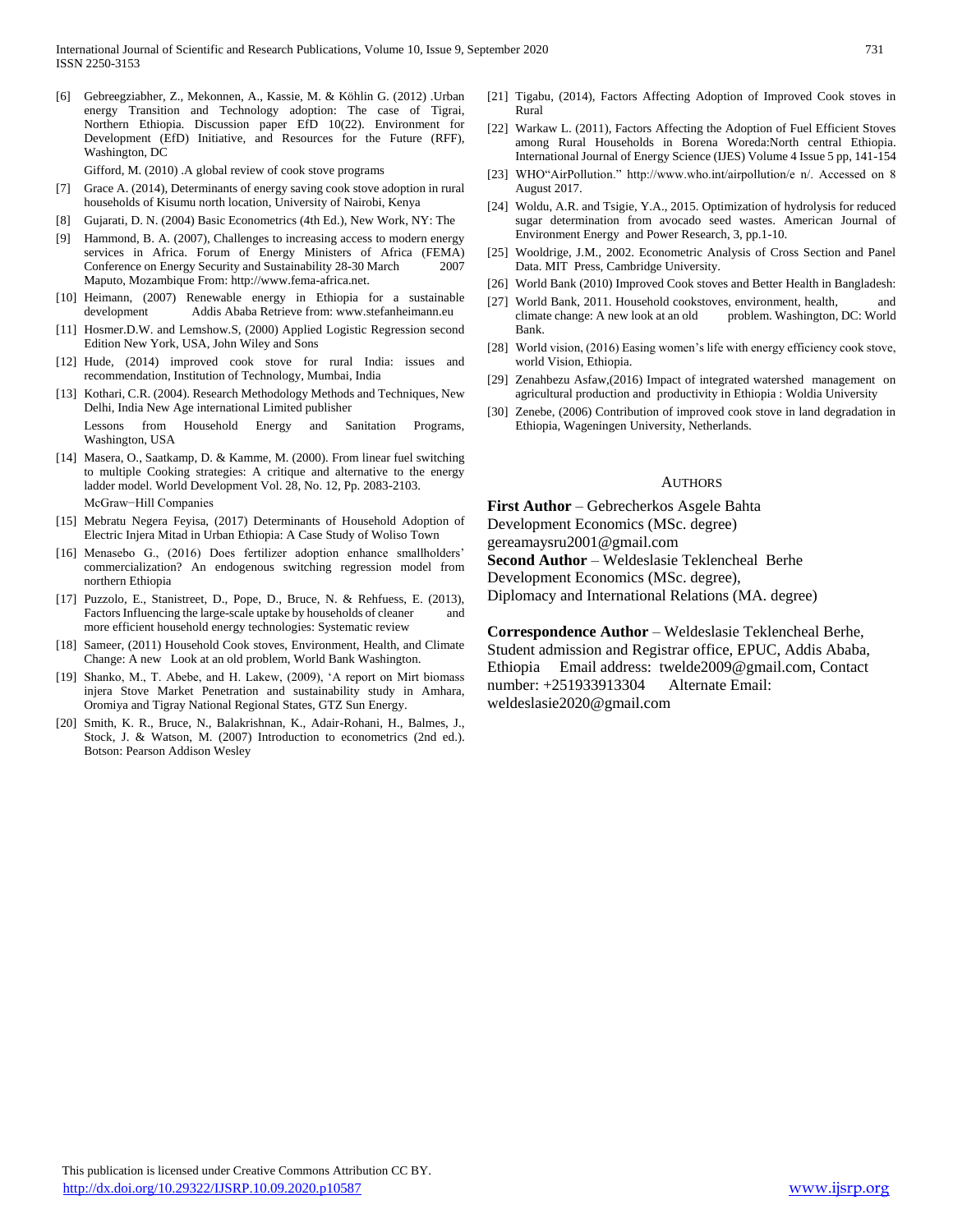[6] Gebreegziabher, Z., Mekonnen, A., Kassie, M. & Köhlin G. (2012) .Urban energy Transition and Technology adoption: The case of Tigrai, Northern Ethiopia. Discussion paper EfD 10(22). Environment for Development (EfD) Initiative, and Resources for the Future (RFF), Washington, DC

Gifford, M. (2010) .A global review of cook stove programs

[7] Grace A. (2014), Determinants of energy saving cook stove adoption in rural households of Kisumu north location, University of Nairobi, Kenya

[8] Gujarati, D. N. (2004) Basic Econometrics (4th Ed.), New Work, NY: The

[9] Hammond, B. A. (2007), Challenges to increasing access to modern energy services in Africa. Forum of Energy Ministers of Africa (FEMA) Conference on Energy Security and Sustainability 28-30 March 2007 Maputo, Mozambique From: http://www.fema-africa.net.

[10] Heimann, (2007) Renewable energy in Ethiopia for a sustainable development Addis Ababa Retrieve from: www.stefanheimann.eu

[11] Hosmer.D.W. and Lemshow.S, (2000) Applied Logistic Regression second Edition New York, USA, John Wiley and Sons

[12] Hude, (2014) improved cook stove for rural India: issues and recommendation, Institution of Technology, Mumbai, India

[13] Kothari, C.R. (2004). Research Methodology Methods and Techniques, New Delhi, India New Age international Limited publisher

Lessons from Household Energy and Sanitation Programs, Washington, USA

[14] Masera, O., Saatkamp, D. & Kamme, M. (2000). From linear fuel switching to multiple Cooking strategies: A critique and alternative to the energy ladder model. World Development Vol. 28, No. 12, Pp. 2083-2103.

McGraw−Hill Companies

[15] Mebratu Negera Feyisa, (2017) Determinants of Household Adoption of Electric Injera Mitad in Urban Ethiopia: A Case Study of Woliso Town

[16] Menasebo G., (2016) Does fertilizer adoption enhance smallholders' commercialization? An endogenous switching regression model from northern Ethiopia

[17] Puzzolo, E., Stanistreet, D., Pope, D., Bruce, N. & Rehfuess, E. (2013), Factors Influencing the large-scale uptake by households of cleaner and more efficient household energy technologies: Systematic review

[18] Sameer, (2011) Household Cook stoves, Environment, Health, and Climate Change: A new Look at an old problem, World Bank Washington.

[19] Shanko, M., T. Abebe, and H. Lakew, (2009), 'A report on Mirt biomass injera Stove Market Penetration and sustainability study in Amhara, Oromiya and Tigray National Regional States, GTZ Sun Energy.

[20] Smith, K. R., Bruce, N., Balakrishnan, K., Adair-Rohani, H., Balmes, J., Stock, J. & Watson, M. (2007) Introduction to econometrics (2nd ed.). Botson: Pearson Addison Wesley

[21] Tigabu, (2014), Factors Affecting Adoption of Improved Cook stoves in Rural

[22] Warkaw L. (2011), Factors Affecting the Adoption of Fuel Efficient Stoves among Rural Households in Borena Woreda:North central Ethiopia. International Journal of Energy Science (IJES) Volume 4 Issue 5 pp, 141-154

[23] WHO"AirPollution." http://www.who.int/airpollution/e n/. Accessed on 8 August 2017.

[24] Woldu, A.R. and Tsigie, Y.A., 2015. Optimization of hydrolysis for reduced sugar determination from avocado seed wastes. American Journal of Environment Energy and Power Research, 3, pp.1-10.

[25] Wooldrige, J.M., 2002. Econometric Analysis of Cross Section and Panel Data. MIT Press, Cambridge University.

[26] World Bank (2010) Improved Cook stoves and Better Health in Bangladesh:

[27] World Bank, 2011. Household cookstoves, environment, health, and climate change: A new look at an old problem. Washington, DC: World Bank.

[28] World vision, (2016) Easing women's life with energy efficiency cook stove, world Vision, Ethiopia.

[29] Zenahbezu Asfaw,(2016) Impact of integrated watershed management on agricultural production and productivity in Ethiopia : Woldia University

[30] Zenebe, (2006) Contribution of improved cook stove in land degradation in Ethiopia, Wageningen University, Netherlands.

## AUTHORS

**First Author** – Gebrecherkos Asgele Bahta
Development Economics (MSc. degree)
gereamaysru2001@gmail.com

**Second Author** – Weldeslasie Teklencheal Berhe
Development Economics (MSc. degree),
Diplomacy and International Relations (MA. degree)

**Correspondence Author** – Weldeslasie Teklencheal Berhe, Student admission and Registrar office, EPUC, Addis Ababa, Ethiopia Email address: twelde2009@gmail.com, Contact number: +251933913304 Alternate Email: weldeslasie2020@gmail.com